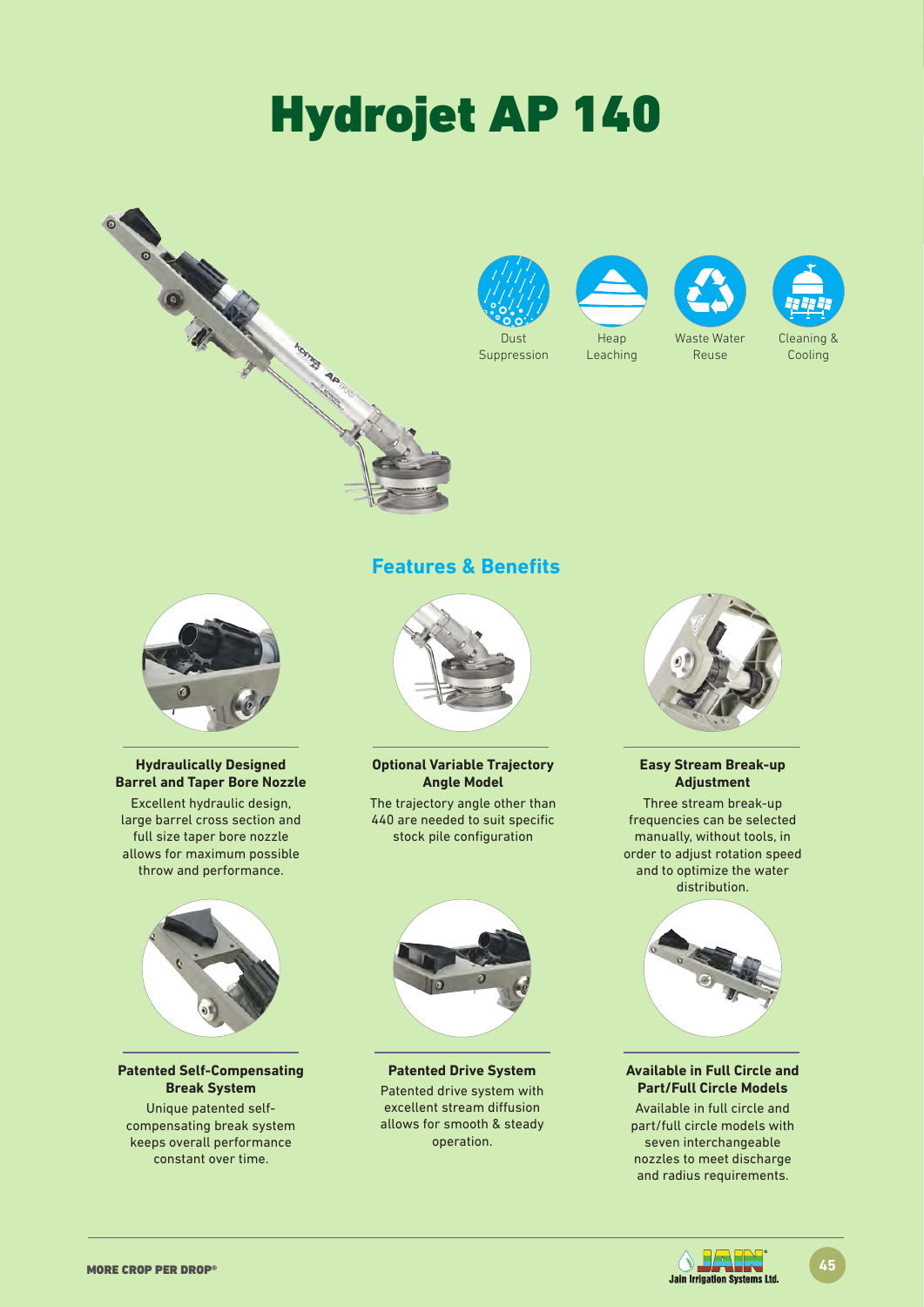# Hydrojet AP 140

Dust Suppression

Heap Leaching

Waste Water Reuse

Cleaning & Cooling

## Features & Benefits

**Hydraulically Designed Barrel and Taper Bore Nozzle**

Excellent hydraulic design, large barrel cross section and full size taper bore nozzle allows for maximum possible throw and performance.

**Optional Variable Trajectory Angle Model**

The trajectory angle other than 440 are needed to suit specific stock pile configuration

**Easy Stream Break-up Adjustment**

Three stream break-up frequencies can be selected manually, without tools, in order to adjust rotation speed and to optimize the water distribution.

**Patented Self-Compensating Break System**

Unique patented self-compensating break system keeps overall performance constant over time.

**Patented Drive System**

Patented drive system with excellent stream diffusion allows for smooth & steady operation.

**Available in Full Circle and Part/Full Circle Models**

Available in full circle and part/full circle models with seven interchangeable nozzles to meet discharge and radius requirements.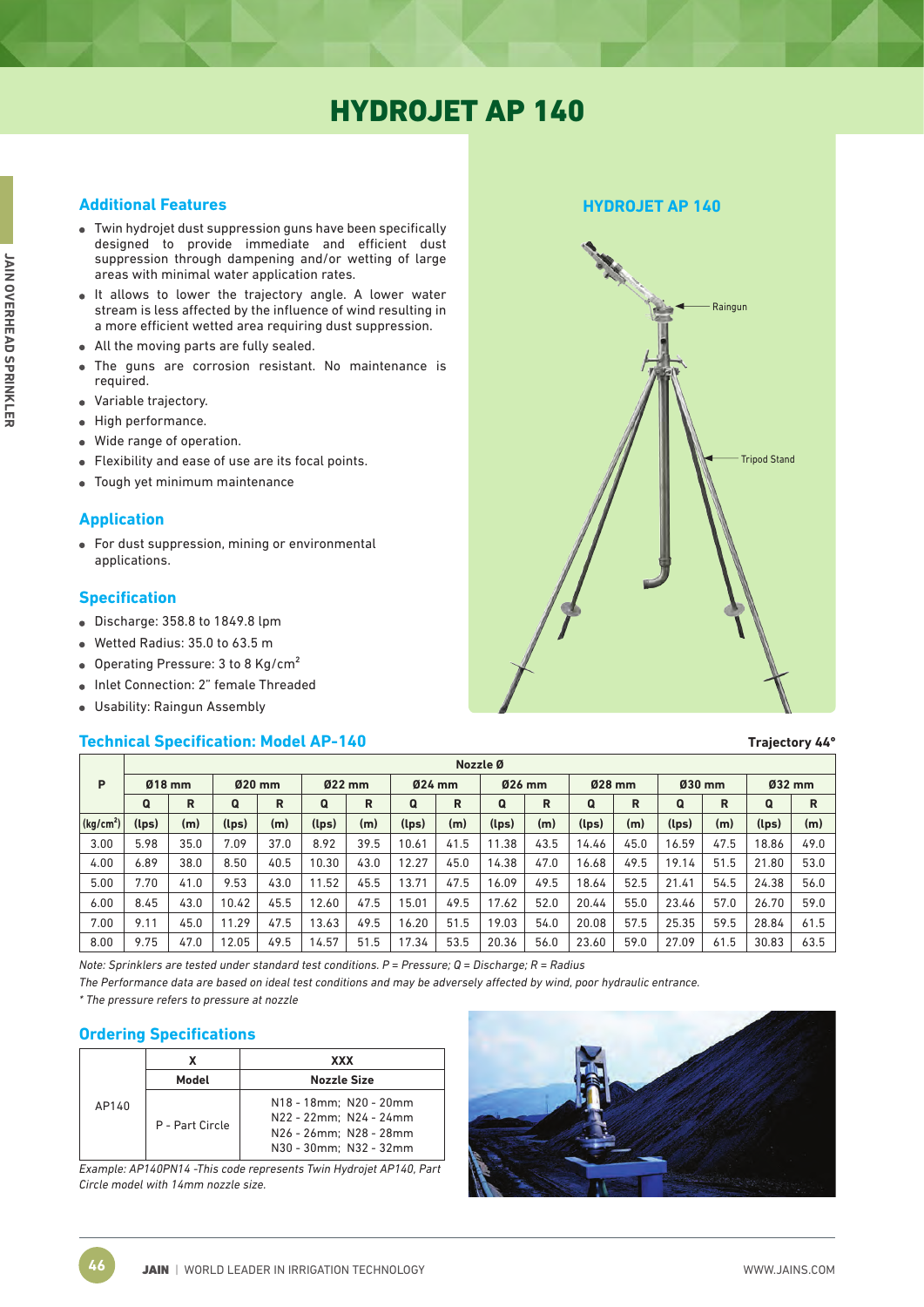# HYDROJET AP 140

## Additional Features

- Twin hydrojet dust suppression guns have been specifically designed to provide immediate and efficient dust suppression through dampening and/or wetting of large areas with minimal water application rates.
- It allows to lower the trajectory angle. A lower water stream is less affected by the influence of wind resulting in a more efficient wetted area requiring dust suppression.
- All the moving parts are fully sealed.
- The guns are corrosion resistant. No maintenance is required.
- Variable trajectory.
- High performance.
- Wide range of operation.
- Flexibility and ease of use are its focal points.
- Tough yet minimum maintenance

## Application

- For dust suppression, mining or environmental applications.

## Specification

- Discharge: 358.8 to 1849.8 lpm
- Wetted Radius: 35.0 to 63.5 m
- Operating Pressure: 3 to 8 Kg/cm$^2$
- Inlet Connection: 2" female Threaded
- Usability: Raingun Assembly

HYDROJET AP 140

Raingun

Tripod Stand

## Technical Specification: Model AP-140

Trajectory 44°

| P | Nozzle Ø | | | | | | | | | | | | | | | |
|---|---|---|---|---|---|---|---|---|---|---|---|---|---|---|---|---|
| | Ø18 mm | | Ø20 mm | | Ø22 mm | | Ø24 mm | | Ø26 mm | | Ø28 mm | | Ø30 mm | | Ø32 mm | |
| | Q | R | Q | R | Q | R | Q | R | Q | R | Q | R | Q | R | Q | R |
| (kg/cm$^2$) | (lps) | (m) | (lps) | (m) | (lps) | (m) | (lps) | (m) | (lps) | (m) | (lps) | (m) | (lps) | (m) | (lps) | (m) |
| 3.00 | 5.98 | 35.0 | 7.09 | 37.0 | 8.92 | 39.5 | 10.61 | 41.5 | 11.38 | 43.5 | 14.46 | 45.0 | 16.59 | 47.5 | 18.86 | 49.0 |
| 4.00 | 6.89 | 38.0 | 8.50 | 40.5 | 10.30 | 43.0 | 12.27 | 45.0 | 14.38 | 47.0 | 16.68 | 49.5 | 19.14 | 51.5 | 21.80 | 53.0 |
| 5.00 | 7.70 | 41.0 | 9.53 | 43.0 | 11.52 | 45.5 | 13.71 | 47.5 | 16.09 | 49.5 | 18.64 | 52.5 | 21.41 | 54.5 | 24.38 | 56.0 |
| 6.00 | 8.45 | 43.0 | 10.42 | 45.5 | 12.60 | 47.5 | 15.01 | 49.5 | 17.62 | 52.0 | 20.44 | 55.0 | 23.46 | 57.0 | 26.70 | 59.0 |
| 7.00 | 9.11 | 45.0 | 11.29 | 47.5 | 13.63 | 49.5 | 16.20 | 51.5 | 19.03 | 54.0 | 20.08 | 57.5 | 25.35 | 59.5 | 28.84 | 61.5 |
| 8.00 | 9.75 | 47.0 | 12.05 | 49.5 | 14.57 | 51.5 | 17.34 | 53.5 | 20.36 | 56.0 | 23.60 | 59.0 | 27.09 | 61.5 | 30.83 | 63.5 |

*Note: Sprinklers are tested under standard test conditions. P = Pressure; Q = Discharge; R = Radius*

*The Performance data are based on ideal test conditions and may be adversely affected by wind, poor hydraulic entrance.*

*\* The pressure refers to pressure at nozzle*

## Ordering Specifications

| | X | XXX |
|---|---|---|
| | Model | Nozzle Size |
| AP140 | P - Part Circle | N18 - 18mm; N20 - 20mm<br>N22 - 22mm; N24 - 24mm<br>N26 - 26mm; N28 - 28mm<br>N30 - 30mm; N32 - 32mm |

*Example: AP140PN14 -This code represents Twin Hydrojet AP140, Part Circle model with 14mm nozzle size.*